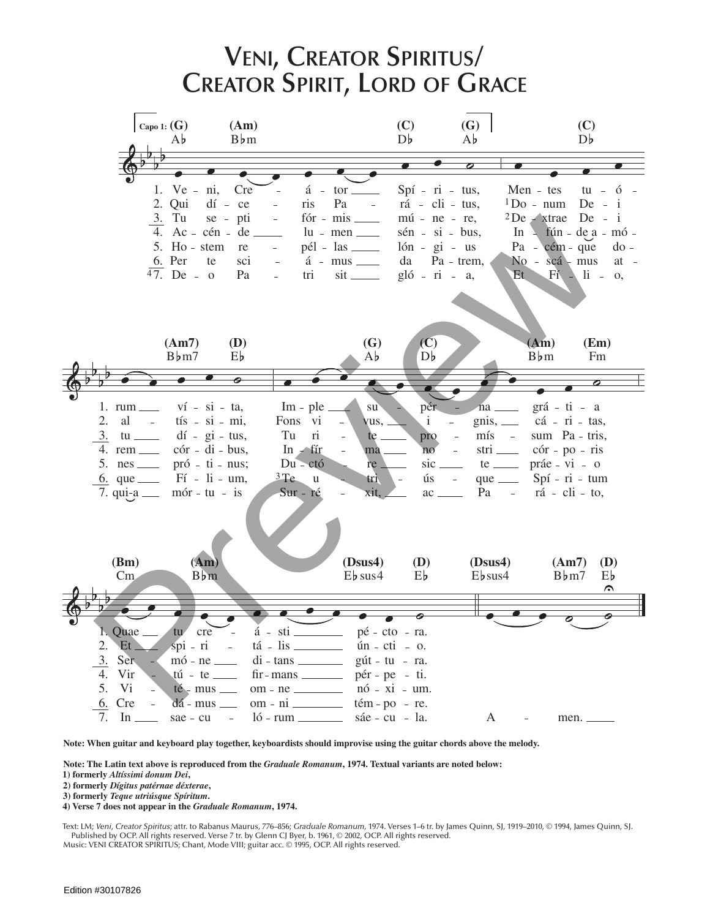# Veni, Creator Spiritus/ Creator Spirit, Lord of Grace

Capo 1: (G) A♭ (Am) B♭m (C) D♭ (G) A♭ (C) D♭

1. Ve - ni, Cre - á - tor Spí - ri - tus, Men - tes tu - ó - rum ví - si - ta, Im - ple su - pér - na grá - ti - a Quae tu cre - á - sti pé - cto - ra.

2. Qui dí - ce - ris Pa - rá - cli - tus, [1]Do - num De - i al - tís - si - mi, Fons vi - vus, i - gnis, cá - ri - tas, Et spi - ri - tá - lis ún - cti - o.

3. Tu se - pti - fór - mis mú - ne - re, [2]De - xtrae De - i tu dí - gi - tus, Tu ri - te pro - mís - sum Pa - tris, Ser - mó - ne di - tans gút - tu - ra.

4. Ac - cén - de lu - men sén - si - bus, In - fún - de a - mó - rem cór - di - bus, In - fír - ma no - stri cór - po - ris Vir - tú - te fir - mans pér - pe - ti.

5. Ho - stem re - pél - las lón - gi - us Pa - cém - que do - nes pró - ti - nus; Du - ctó - re sic te práe - vi - o Vi - té - mus om - ne nó - xi - um.

6. Per te sci - á - mus da Pa - trem, No - scá - mus at - que Fí - li - um, [3]Te u - tri - ús - que Spí - ri - tum Cre - dá - mus om - ni tém - po - re.

[4]7. De - o Pa - tri sit gló - ri - a, Et Fí - li - o, qui-a mór - tu - is Sur - ré - xit, ac Pa - rá - cli - to, In sae - cu - ló - rum sáe - cu - la. A - men.

**Note: When guitar and keyboard play together, keyboardists should improvise using the guitar chords above the melody.**

**Note: The Latin text above is reproduced from the *Graduale Romanum*, 1974. Textual variants are noted below:**
**1) formerly *Altíssimi donum Dei*,**
**2) formerly *Dígitus patérnae déxterae*,**
**3) formerly *Teque utriúsque Spíritum*.**
**4) Verse 7 does not appear in the *Graduale Romanum*, 1974.**

Text: LM; *Veni, Creator Spiritus*; attr. to Rabanus Maurus, 776–856; *Graduale Romanum*, 1974. Verses 1–6 tr. by James Quinn, SJ, 1919–2010, © 1994, James Quinn, SJ. Published by OCP. All rights reserved. Verse 7 tr. by Glenn CJ Byer, b. 1961, © 2002, OCP. All rights reserved.
Music: VENI CREATOR SPIRITUS; Chant, Mode VIII; guitar acc. © 1995, OCP. All rights reserved.

Edition #30107826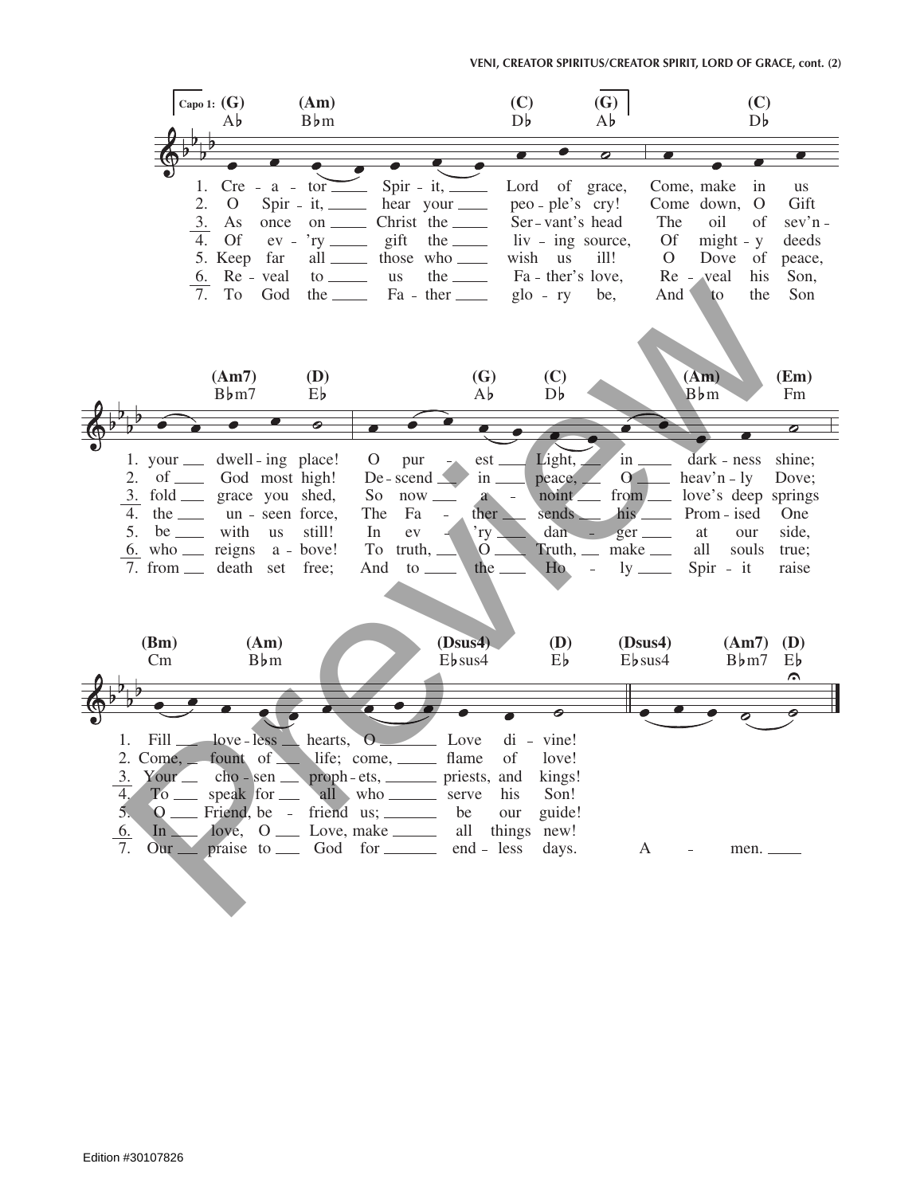Capo 1: (G) Ab (Am) Bbm (C) Db (G) Ab (C) Db

1. Cre - a - tor Spir - it, Lord of grace, Come, make in us
2. O Spir - it, hear your peo - ple's cry! Come down, O Gift
3. As once on Christ the Ser - vant's head The oil of sev'n -
4. Of ev - 'ry gift the liv - ing source, Of might - y deeds
5. Keep far all those who wish us ill! O Dove of peace,
6. Re - veal to us the Fa - ther's love, Re - veal his Son,
7. To God the Fa - ther glo - ry be, And to the Son

(Am7) Bbm7 (D) Eb (G) Ab (C) Db (Am) Bbm (Em) Fm

1. your dwell - ing place! O pur - est Light, in dark - ness shine;
2. of God most high! De - scend in peace, O heav'n - ly Dove;
3. fold grace you shed, So now a - noint from love's deep springs
4. the un - seen force, The Fa - ther sends his Prom - ised One
5. be with us still! In ev - 'ry dan - ger at our side,
6. who reigns a - bove! To truth, O Truth, make all souls true;
7. from death set free; And to the Ho - ly Spir - it raise

(Bm) Cm (Am) Bbm (Dsus4) Ebsus4 (D) Eb (Dsus4) Ebsus4 (Am7) Bbm7 (D) Eb

1. Fill love - less hearts, O Love di - vine!
2. Come, font of life; come, flame of love!
3. Your cho - sen proph - ets, priests, and kings!
4. To speak for all who serve his Son!
5. O Friend, be - friend us; be our guide!
6. In love, O Love, make all things new!
7. Our praise to God for end - less days.

A - men.

Edition #30107826